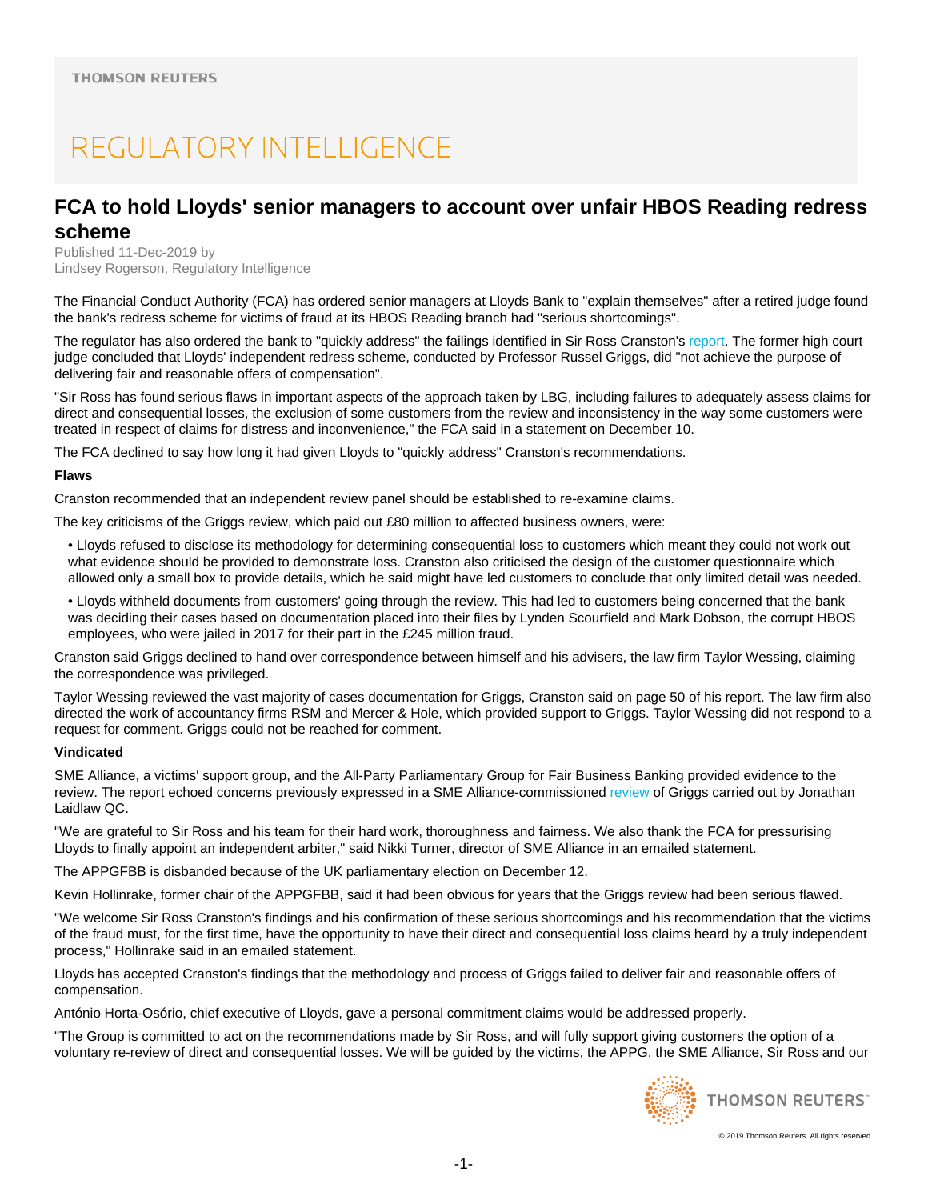THOMSON REUTERS

REGULATORY INTELLIGENCE

# FCA to hold Lloyds' senior managers to account over unfair HBOS Reading redress scheme

Published 11-Dec-2019 by
Lindsey Rogerson, Regulatory Intelligence

The Financial Conduct Authority (FCA) has ordered senior managers at Lloyds Bank to "explain themselves" after a retired judge found the bank's redress scheme for victims of fraud at its HBOS Reading branch had "serious shortcomings".

The regulator has also ordered the bank to "quickly address" the failings identified in Sir Ross Cranston's report. The former high court judge concluded that Lloyds' independent redress scheme, conducted by Professor Russel Griggs, did "not achieve the purpose of delivering fair and reasonable offers of compensation".

"Sir Ross has found serious flaws in important aspects of the approach taken by LBG, including failures to adequately assess claims for direct and consequential losses, the exclusion of some customers from the review and inconsistency in the way some customers were treated in respect of claims for distress and inconvenience," the FCA said in a statement on December 10.

The FCA declined to say how long it had given Lloyds to "quickly address" Cranston's recommendations.

**Flaws**

Cranston recommended that an independent review panel should be established to re-examine claims.

The key criticisms of the Griggs review, which paid out £80 million to affected business owners, were:

- Lloyds refused to disclose its methodology for determining consequential loss to customers which meant they could not work out what evidence should be provided to demonstrate loss. Cranston also criticised the design of the customer questionnaire which allowed only a small box to provide details, which he said might have led customers to conclude that only limited detail was needed.
- Lloyds withheld documents from customers' going through the review. This had led to customers being concerned that the bank was deciding their cases based on documentation placed into their files by Lynden Scourfield and Mark Dobson, the corrupt HBOS employees, who were jailed in 2017 for their part in the £245 million fraud.

Cranston said Griggs declined to hand over correspondence between himself and his advisers, the law firm Taylor Wessing, claiming the correspondence was privileged.

Taylor Wessing reviewed the vast majority of cases documentation for Griggs, Cranston said on page 50 of his report. The law firm also directed the work of accountancy firms RSM and Mercer & Hole, which provided support to Griggs. Taylor Wessing did not respond to a request for comment. Griggs could not be reached for comment.

**Vindicated**

SME Alliance, a victims' support group, and the All-Party Parliamentary Group for Fair Business Banking provided evidence to the review. The report echoed concerns previously expressed in a SME Alliance-commissioned review of Griggs carried out by Jonathan Laidlaw QC.

"We are grateful to Sir Ross and his team for their hard work, thoroughness and fairness. We also thank the FCA for pressurising Lloyds to finally appoint an independent arbiter," said Nikki Turner, director of SME Alliance in an emailed statement.

The APPGFBB is disbanded because of the UK parliamentary election on December 12.

Kevin Hollinrake, former chair of the APPGFBB, said it had been obvious for years that the Griggs review had been serious flawed.

"We welcome Sir Ross Cranston's findings and his confirmation of these serious shortcomings and his recommendation that the victims of the fraud must, for the first time, have the opportunity to have their direct and consequential loss claims heard by a truly independent process," Hollinrake said in an emailed statement.

Lloyds has accepted Cranston's findings that the methodology and process of Griggs failed to deliver fair and reasonable offers of compensation.

António Horta-Osório, chief executive of Lloyds, gave a personal commitment claims would be addressed properly.

"The Group is committed to act on the recommendations made by Sir Ross, and will fully support giving customers the option of a voluntary re-review of direct and consequential losses. We will be guided by the victims, the APPG, the SME Alliance, Sir Ross and our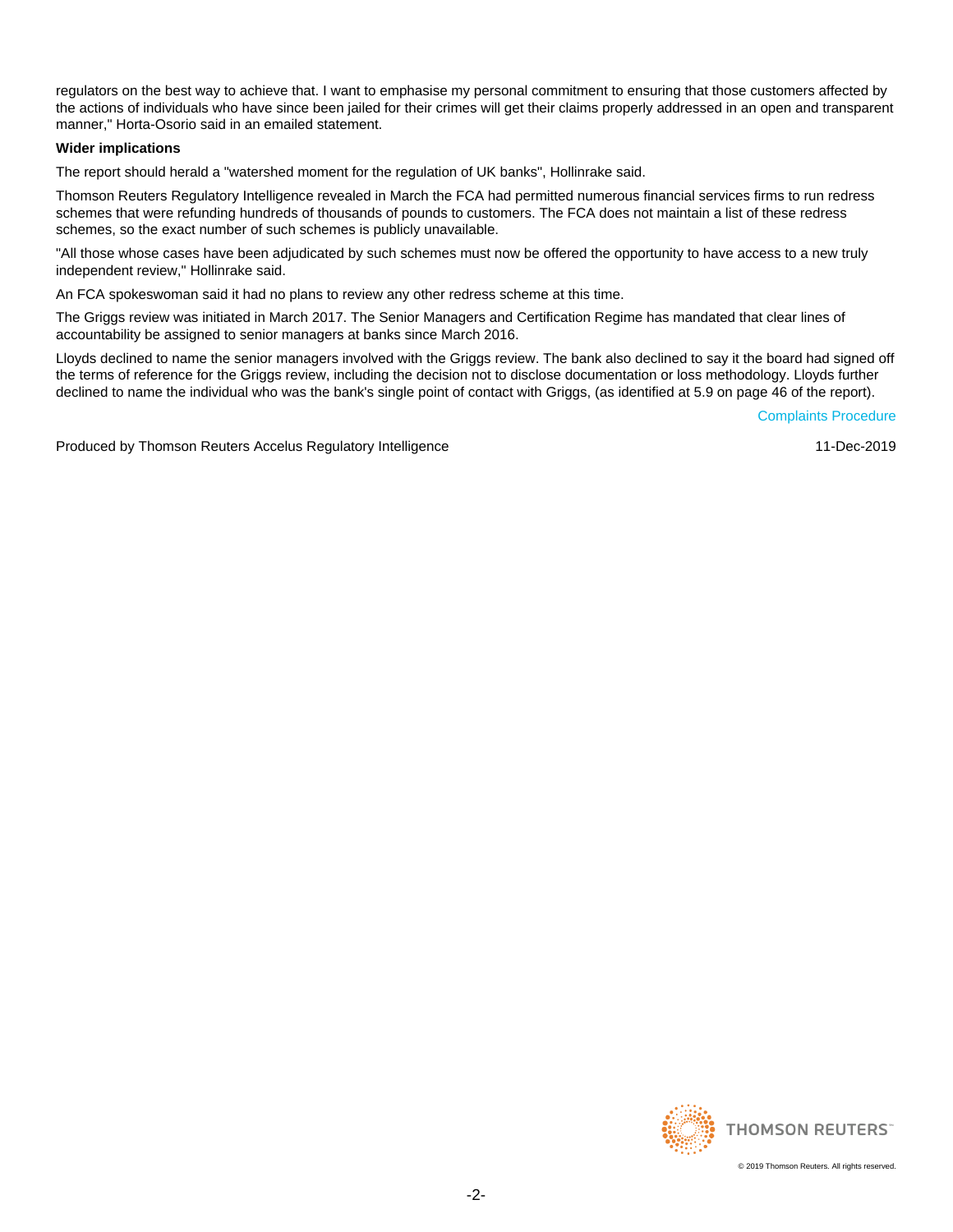regulators on the best way to achieve that. I want to emphasise my personal commitment to ensuring that those customers affected by the actions of individuals who have since been jailed for their crimes will get their claims properly addressed in an open and transparent manner," Horta-Osorio said in an emailed statement.

**Wider implications**

The report should herald a "watershed moment for the regulation of UK banks", Hollinrake said.

Thomson Reuters Regulatory Intelligence revealed in March the FCA had permitted numerous financial services firms to run redress schemes that were refunding hundreds of thousands of pounds to customers. The FCA does not maintain a list of these redress schemes, so the exact number of such schemes is publicly unavailable.

"All those whose cases have been adjudicated by such schemes must now be offered the opportunity to have access to a new truly independent review," Hollinrake said.

An FCA spokeswoman said it had no plans to review any other redress scheme at this time.

The Griggs review was initiated in March 2017. The Senior Managers and Certification Regime has mandated that clear lines of accountability be assigned to senior managers at banks since March 2016.

Lloyds declined to name the senior managers involved with the Griggs review. The bank also declined to say it the board had signed off the terms of reference for the Griggs review, including the decision not to disclose documentation or loss methodology. Lloyds further declined to name the individual who was the bank's single point of contact with Griggs, (as identified at 5.9 on page 46 of the report).

Complaints Procedure

Produced by Thomson Reuters Accelus Regulatory Intelligence

11-Dec-2019